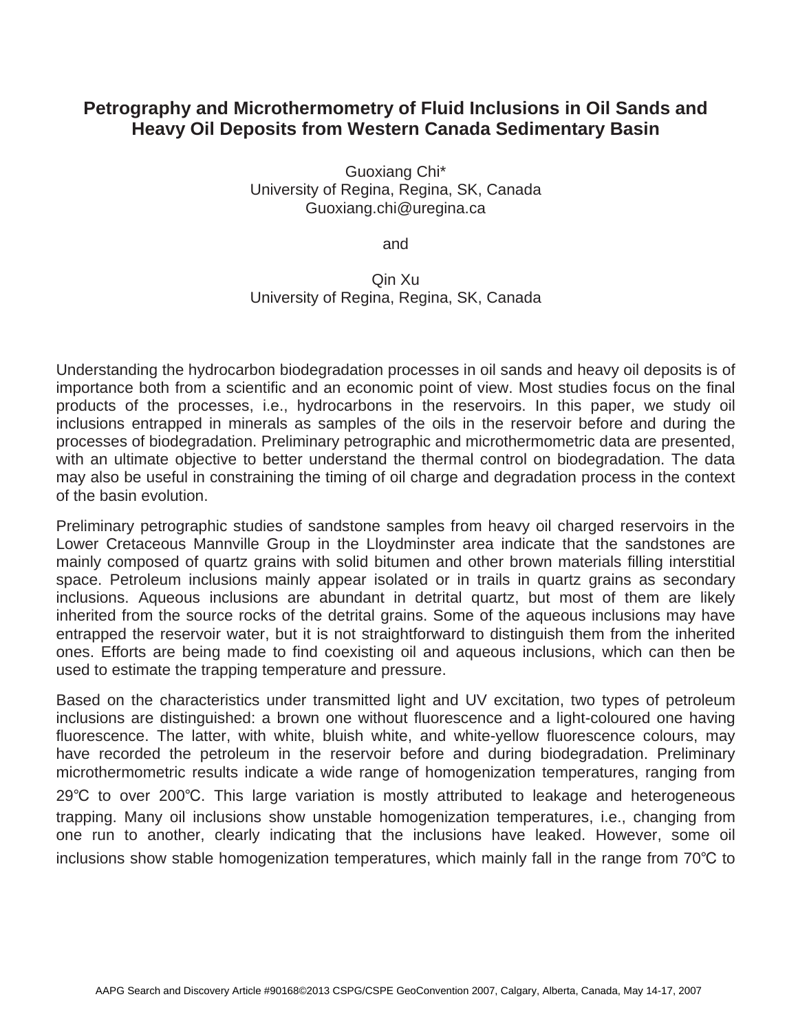# Petrography and Microthermometry of Fluid Inclusions in Oil Sands and Heavy Oil Deposits from Western Canada Sedimentary Basin

Guoxiang Chi*
University of Regina, Regina, SK, Canada
Guoxiang.chi@uregina.ca

and

Qin Xu
University of Regina, Regina, SK, Canada

Understanding the hydrocarbon biodegradation processes in oil sands and heavy oil deposits is of importance both from a scientific and an economic point of view. Most studies focus on the final products of the processes, i.e., hydrocarbons in the reservoirs. In this paper, we study oil inclusions entrapped in minerals as samples of the oils in the reservoir before and during the processes of biodegradation. Preliminary petrographic and microthermometric data are presented, with an ultimate objective to better understand the thermal control on biodegradation. The data may also be useful in constraining the timing of oil charge and degradation process in the context of the basin evolution.

Preliminary petrographic studies of sandstone samples from heavy oil charged reservoirs in the Lower Cretaceous Mannville Group in the Lloydminster area indicate that the sandstones are mainly composed of quartz grains with solid bitumen and other brown materials filling interstitial space. Petroleum inclusions mainly appear isolated or in trails in quartz grains as secondary inclusions. Aqueous inclusions are abundant in detrital quartz, but most of them are likely inherited from the source rocks of the detrital grains. Some of the aqueous inclusions may have entrapped the reservoir water, but it is not straightforward to distinguish them from the inherited ones. Efforts are being made to find coexisting oil and aqueous inclusions, which can then be used to estimate the trapping temperature and pressure.

Based on the characteristics under transmitted light and UV excitation, two types of petroleum inclusions are distinguished: a brown one without fluorescence and a light-coloured one having fluorescence. The latter, with white, bluish white, and white-yellow fluorescence colours, may have recorded the petroleum in the reservoir before and during biodegradation. Preliminary microthermometric results indicate a wide range of homogenization temperatures, ranging from 29℃ to over 200℃. This large variation is mostly attributed to leakage and heterogeneous trapping. Many oil inclusions show unstable homogenization temperatures, i.e., changing from one run to another, clearly indicating that the inclusions have leaked. However, some oil inclusions show stable homogenization temperatures, which mainly fall in the range from 70℃ to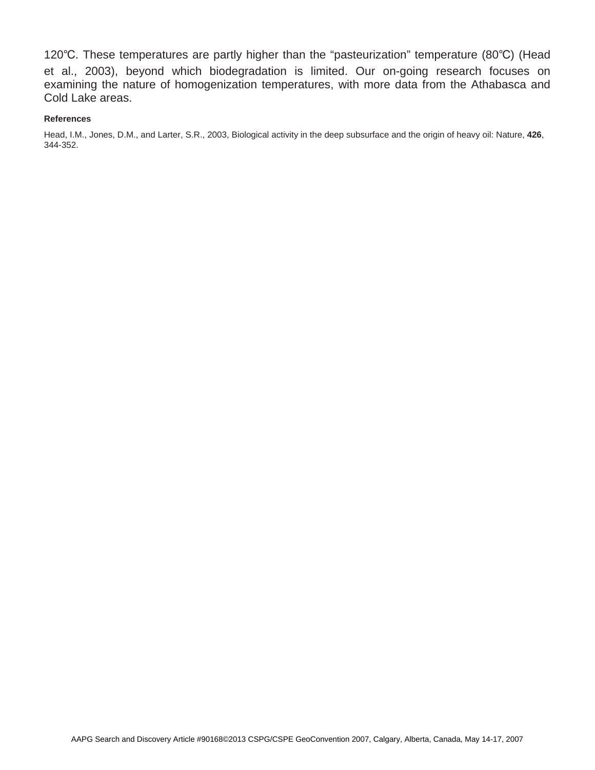120℃. These temperatures are partly higher than the "pasteurization" temperature (80℃) (Head et al., 2003), beyond which biodegradation is limited. Our on-going research focuses on examining the nature of homogenization temperatures, with more data from the Athabasca and Cold Lake areas.

#### References

Head, I.M., Jones, D.M., and Larter, S.R., 2003, Biological activity in the deep subsurface and the origin of heavy oil: Nature, **426**, 344-352.